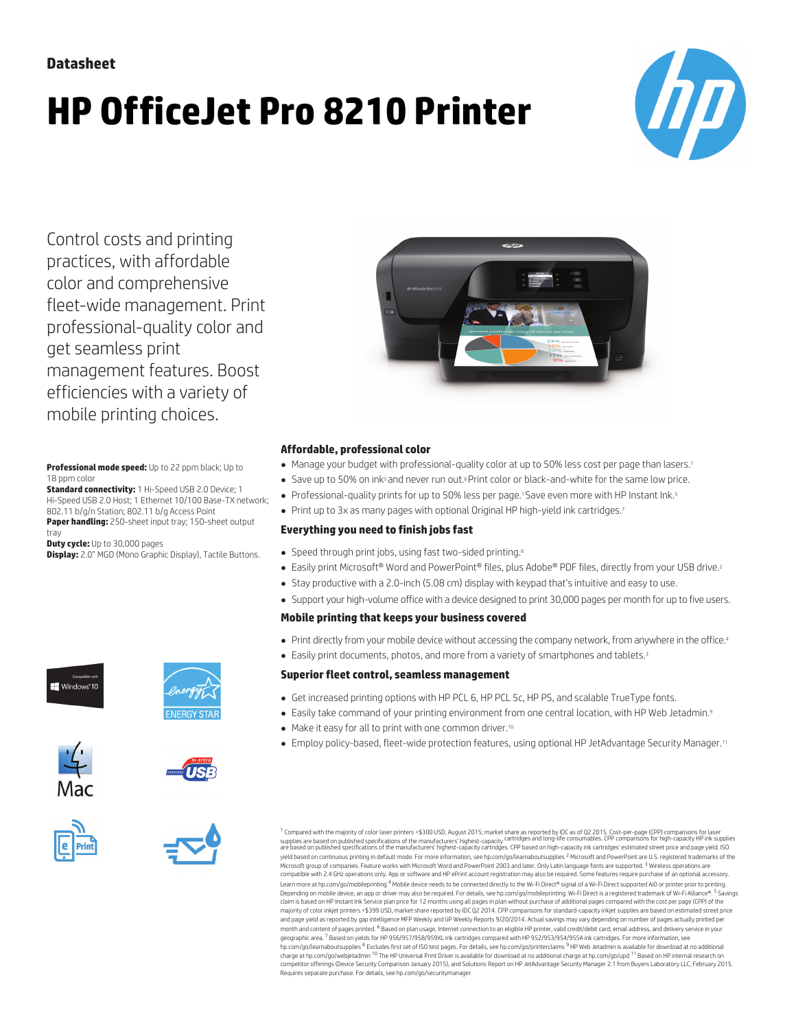**Datasheet**

# HP OfficeJet Pro 8210 Printer

Control costs and printing practices, with affordable color and comprehensive fleet-wide management. Print professional-quality color and get seamless print management features. Boost efficiencies with a variety of mobile printing choices.

**Professional mode speed:** Up to 22 ppm black; Up to 18 ppm color
**Standard connectivity:** 1 Hi-Speed USB 2.0 Device; 1 Hi-Speed USB 2.0 Host; 1 Ethernet 10/100 Base-TX network; 802.11 b/g/n Station; 802.11 b/g Access Point
**Paper handling:** 250-sheet input tray; 150-sheet output tray
**Duty cycle:** Up to 30,000 pages
**Display:** 2.0" MGD (Mono Graphic Display), Tactile Buttons.

### Affordable, professional color

- Manage your budget with professional-quality color at up to 50% less cost per page than lasers.[1]
- Save up to 50% on ink[5] and never run out.[6] Print color or black-and-white for the same low price.
- Professional-quality prints for up to 50% less per page.[1] Save even more with HP Instant Ink.[5]
- Print up to 3x as many pages with optional Original HP high-yield ink cartridges.[7]

### Everything you need to finish jobs fast

- Speed through print jobs, using fast two-sided printing.[8]
- Easily print Microsoft® Word and PowerPoint® files, plus Adobe® PDF files, directly from your USB drive.[2]
- Stay productive with a 2.0-inch (5.08 cm) display with keypad that's intuitive and easy to use.
- Support your high-volume office with a device designed to print 30,000 pages per month for up to five users.

### Mobile printing that keeps your business covered

- Print directly from your mobile device without accessing the company network, from anywhere in the office.[4]
- Easily print documents, photos, and more from a variety of smartphones and tablets.[3]

### Superior fleet control, seamless management

- Get increased printing options with HP PCL 6, HP PCL 5c, HP PS, and scalable TrueType fonts.
- Easily take command of your printing environment from one central location, with HP Web Jetadmin.[9]
- Make it easy for all to print with one common driver.[10]
- Employ policy-based, fleet-wide protection features, using optional HP JetAdvantage Security Manager.[11]

[1] Compared with the majority of color laser printers <$300 USD, August 2015; market share as reported by IDC as of Q2 2015. Cost-per-page (CPP) comparisons for laser supplies are based on published specifications of the manufacturers' highest-capacity cartridges and long-life consumables. CPP comparisons for high-capacity HP ink supplies are based on published specifications of the manufacturers' highest-capacity cartridges. CPP based on high-capacity ink cartridges' estimated street price and page yield. ISO yield based on continuous printing in default mode. For more information, see hp.com/go/learnaboutsupplies [2] Microsoft and PowerPoint are U.S. registered trademarks of the Microsoft group of companies. Feature works with Microsoft Word and PowerPoint 2003 and later. Only Latin language fonts are supported. [3] Wireless operations are compatible with 2.4 GHz operations only. App or software and HP ePrint account registration may also be required. Some features require purchase of an optional accessory. Learn more at hp.com/go/mobileprinting [4] Mobile device needs to be connected directly to the Wi-Fi Direct® signal of a Wi-Fi Direct supported AiO or printer prior to printing. Depending on mobile device, an app or driver may also be required. For details, see hp.com/go/mobileprinting. Wi-Fi Direct is a registered trademark of Wi-Fi Alliance®. [5] Savings claim is based on HP Instant Ink Service plan price for 12 months using all pages in plan without purchase of additional pages compared with the cost per page (CPP) of the majority of color inkjet printers <$399 USD, market share reported by IDC Q2 2014. CPP comparisons for standard-capacity inkjet supplies are based on estimated street price and page yield as reported by gap intelligence MFP Weekly and IJP Weekly Reports 9/20/2014. Actual savings may vary depending on number of pages actually printed per month and content of pages printed. [6] Based on plan usage, Internet connection to an eligible HP printer, valid credit/debit card, email address, and delivery service in your geographic area. [7] Based on yields for HP 956/957/958/959XL ink cartridges compared with HP 952/953/954/955A ink cartridges. For more information, see hp.com/go/learnaboutsupplies [8] Excludes first set of ISO test pages. For details, see hp.com/go/printerclaims [9] HP Web Jetadmin is available for download at no additional charge at hp.com/go/webjetadmin [10] The HP Universal Print Driver is available for download at no additional charge at hp.com/go/upd [11] Based on HP internal research on competitor offerings (Device Security Comparison January 2015), and Solutions Report on HP JetAdvantage Security Manager 2.1 from Buyers Laboratory LLC, February 2015. Requires separate purchase. For details, see hp.com/go/securitymanager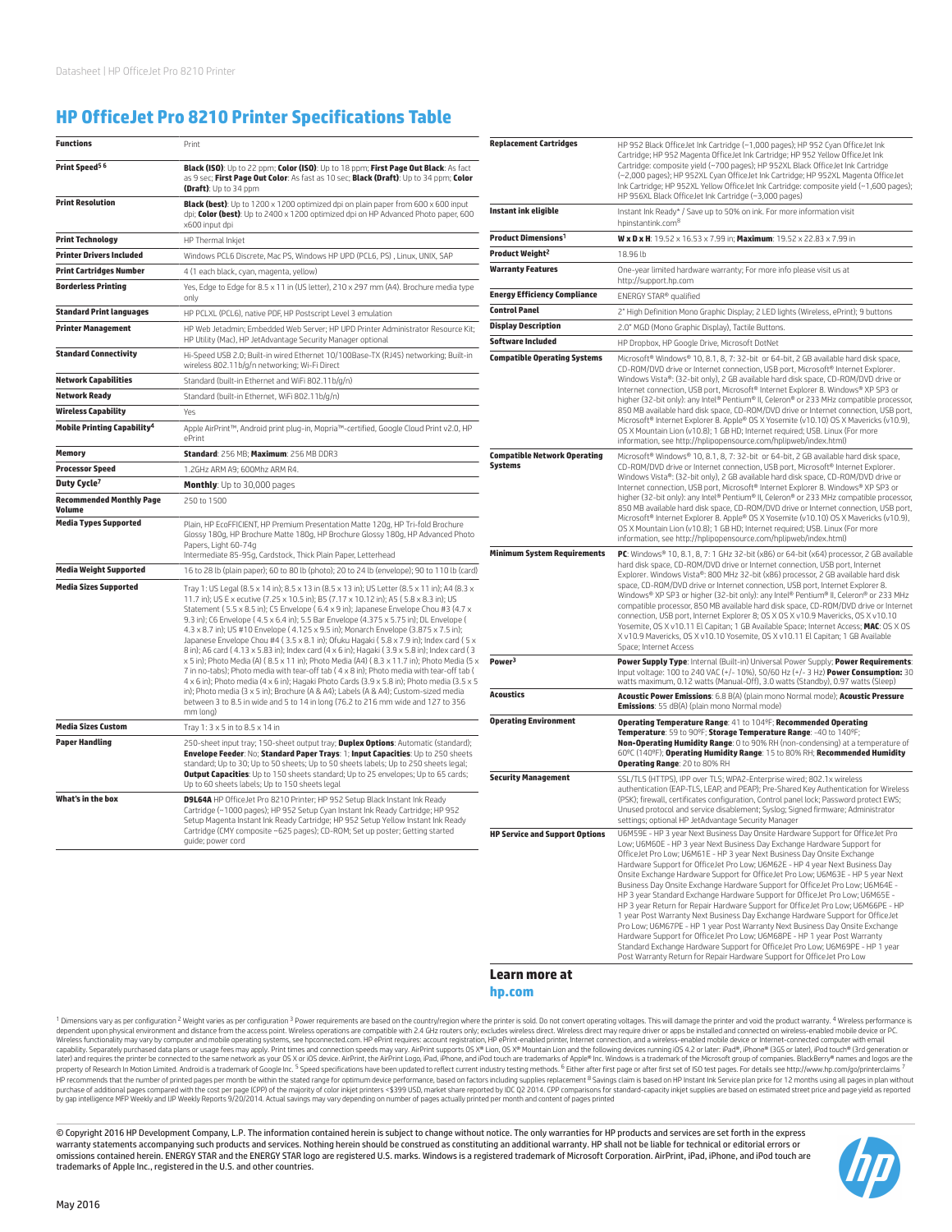# HP OfficeJet Pro 8210 Printer Specifications Table

| | |
|---|---|
| **Functions** | Print |
| **Print Speed**[5 6] | **Black (ISO)**: Up to 22 ppm; **Color (ISO)**: Up to 18 ppm; **First Page Out Black**: As fact as 9 sec; **First Page Out Color**: As fast as 10 sec; **Black (Draft)**: Up to 34 ppm; **Color (Draft)**: Up to 34 ppm |
| **Print Resolution** | **Black (best)**: Up to 1200 x 1200 optimized dpi on plain paper from 600 x 600 input dpi; **Color (best)**: Up to 2400 x 1200 optimized dpi on HP Advanced Photo paper, 600 x600 input dpi |
| **Print Technology** | HP Thermal Inkjet |
| **Printer Drivers Included** | Windows PCL6 Discrete, Mac PS, Windows HP UPD (PCL6, PS) , Linux, UNIX, SAP |
| **Print Cartridges Number** | 4 (1 each black, cyan, magenta, yellow) |
| **Borderless Printing** | Yes, Edge to Edge for 8.5 x 11 in (US letter), 210 x 297 mm (A4). Brochure media type only |
| **Standard Print languages** | HP PCLXL (PCL6), native PDF, HP Postscript Level 3 emulation |
| **Printer Management** | HP Web Jetadmin; Embedded Web Server; HP UPD Printer Administrator Resource Kit; HP Utility (Mac), HP JetAdvantage Security Manager optional |
| **Standard Connectivity** | Hi-Speed USB 2.0; Built-in wired Ethernet 10/100Base-TX (RJ45) networking; Built-in wireless 802.11b/g/n networking; Wi-Fi Direct |
| **Network Capabilities** | Standard (built-in Ethernet and WiFi 802.11b/g/n) |
| **Network Ready** | Standard (built-in Ethernet, WiFi 802.11b/g/n) |
| **Wireless Capability** | Yes |
| **Mobile Printing Capability**[4] | Apple AirPrint™, Android print plug-in, Mopria™-certified, Google Cloud Print v2.0, HP ePrint |
| **Memory** | **Standard**: 256 MB; **Maximum**: 256 MB DDR3 |
| **Processor Speed** | 1.2GHz ARM A9; 600Mhz ARM R4. |
| **Duty Cycle**[7] | **Monthly**: Up to 30,000 pages |
| **Recommended Monthly Page Volume** | 250 to 1500 |
| **Media Types Supported** | Plain, HP EcoFFICIENT, HP Premium Presentation Matte 120g, HP Tri-fold Brochure Glossy 180g, HP Brochure Matte 180g, HP Brochure Glossy 180g, HP Advanced Photo Papers, Light 60-74g Intermediate 85-95g, Cardstock, Thick Plain Paper, Letterhead |
| **Media Weight Supported** | 16 to 28 lb (plain paper); 60 to 80 lb (photo); 20 to 24 lb (envelope); 90 to 110 lb (card) |
| **Media Sizes Supported** | Tray 1: US Legal (8.5 x 14 in); 8.5 x 13 in (8.5 x 13 in); US Letter (8.5 x 11 in); A4 (8.3 x 11.7 in); US E x ecutive (7.25 x 10.5 in); B5 (7.17 x 10.12 in); A5 ( 5.8 x 8.3 in); US Statement ( 5.5 x 8.5 in); C5 Envelope ( 6.4 x 9 in); Japanese Envelope Chou #3 (4.7 x 9.3 in); C6 Envelope ( 4.5 x 6.4 in); 5.5 Bar Envelope (4.375 x 5.75 in); DL Envelope ( 4.3 x 8.7 in); US #10 Envelope ( 4.125 x 9.5 in); Monarch Envelope (3.875 x 7.5 in); Japanese Envelope Chou #4 ( 3.5 x 8.1 in); Ofuku Hagaki ( 5.8 x 7.9 in); Index card ( 5 x 8 in); A6 card ( 4.13 x 5.83 in); Index card (4 x 6 in); Hagaki ( 3.9 x 5.8 in); Index card ( 3 x 5 in); Photo Media (A) ( 8.5 x 11 in); Photo Media (A4) ( 8.3 x 11.7 in); Photo Media (5 x 7 in no-tabs); Photo media with tear-off tab ( 4 x 8 in); Photo media with tear-off tab ( 4 x 6 in); Photo media (4 x 6 in); Hagaki Photo Cards (3.9 x 5.8 in); Photo media (3.5 x 5 in); Photo media (3 x 5 in); Brochure (A & A4); Labels (A & A4); Custom-sized media between 3 to 8.5 in wide and 5 to 14 in long (76.2 to 216 mm wide and 127 to 356 mm long) |
| **Media Sizes Custom** | Tray 1: 3 x 5 in to 8.5 x 14 in |
| **Paper Handling** | 250-sheet input tray; 150-sheet output tray; **Duplex Options**: Automatic (standard); **Envelope Feeder**: No; **Standard Paper Trays**: 1; **Input Capacities**: Up to 250 sheets standard; Up to 30; Up to 50 sheets; Up to 50 sheets labels; Up to 250 sheets legal; **Output Capacities**: Up to 150 sheets standard; Up to 25 envelopes; Up to 65 cards; Up to 60 sheets labels; Up to 150 sheets legal |
| **What's in the box** | **D9L64A** HP OfficeJet Pro 8210 Printer; HP 952 Setup Black Instant Ink Ready Cartridge (~1000 pages); HP 952 Setup Cyan Instant Ink Ready Cartridge; HP 952 Setup Magenta Instant Ink Ready Cartridge; HP 952 Setup Yellow Instant Ink Ready Cartridge (CMY composite ~625 pages); CD-ROM; Set up poster; Getting started guide; power cord |
| **Replacement Cartridges** | HP 952 Black OfficeJet Ink Cartridge (~1,000 pages); HP 952 Cyan OfficeJet Ink Cartridge; HP 952 Magenta OfficeJet Ink Cartridge; HP 952 Yellow OfficeJet Ink Cartridge: composite yield (~700 pages); HP 952XL Black OfficeJet Ink Cartridge (~2,000 pages); HP 952XL Cyan OfficeJet Ink Cartridge; HP 952XL Magenta OfficeJet Ink Cartridge; HP 952XL Yellow OfficeJet Ink Cartridge: composite yield (~1,600 pages); HP 956XL Black OfficeJet Ink Cartridge (~3,000 pages) |
| **Instant ink eligible** | Instant Ink Ready* / Save up to 50% on ink. For more information visit hpinstantink.com[8] |
| **Product Dimensions**[1] | **W x D x H**: 19.52 x 16.53 x 7.99 in; **Maximum**: 19.52 x 22.83 x 7.99 in |
| **Product Weight**[2] | 18.96 lb |
| **Warranty Features** | One-year limited hardware warranty; For more info please visit us at http://support.hp.com |
| **Energy Efficiency Compliance** | ENERGY STAR® qualified |
| **Control Panel** | 2" High Definition Mono Graphic Display; 2 LED lights (Wireless, ePrint); 9 buttons |
| **Display Description** | 2.0" MGD (Mono Graphic Display), Tactile Buttons. |
| **Software Included** | HP Dropbox, HP Google Drive, Microsoft DotNet |
| **Compatible Operating Systems** | Microsoft® Windows® 10, 8.1, 8, 7: 32-bit or 64-bit, 2 GB available hard disk space, CD-ROM/DVD drive or Internet connection, USB port, Microsoft® Internet Explorer. Windows Vista®: (32-bit only), 2 GB available hard disk space, CD-ROM/DVD drive or Internet connection, USB port, Microsoft® Internet Explorer 8. Windows® XP SP3 or higher (32-bit only): any Intel® Pentium® II, Celeron® or 233 MHz compatible processor, 850 MB available hard disk space, CD-ROM/DVD drive or Internet connection, USB port, Microsoft® Internet Explorer 8. Apple® OS X Yosemite (v10.10) OS X Mavericks (v10.9), OS X Mountain Lion (v10.8); 1 GB HD; Internet required; USB. Linux (For more information, see http://hplipopensource.com/hplipweb/index.html) |
| **Compatible Network Operating Systems** | Microsoft® Windows® 10, 8.1, 8, 7: 32-bit or 64-bit, 2 GB available hard disk space, CD-ROM/DVD drive or Internet connection, USB port, Microsoft® Internet Explorer. Windows Vista®: (32-bit only), 2 GB available hard disk space, CD-ROM/DVD drive or Internet connection, USB port, Microsoft® Internet Explorer 8. Windows® XP SP3 or higher (32-bit only): any Intel® Pentium® II, Celeron® or 233 MHz compatible processor, 850 MB available hard disk space, CD-ROM/DVD drive or Internet connection, USB port, Microsoft® Internet Explorer 8. Apple® OS X Yosemite (v10.10) OS X Mavericks (v10.9), OS X Mountain Lion (v10.8); 1 GB HD; Internet required; USB. Linux (For more information, see http://hplipopensource.com/hplipweb/index.html) |
| **Minimum System Requirements** | **PC**: Windows® 10, 8.1, 8, 7: 1 GHz 32-bit (x86) or 64-bit (x64) processor, 2 GB available hard disk space, CD-ROM/DVD drive or Internet connection, USB port, Internet Explorer. Windows Vista®: 800 MHz 32-bit (x86) processor, 2 GB available hard disk space, CD-ROM/DVD drive or Internet connection, USB port, Internet Explorer 8. Windows® XP SP3 or higher (32-bit only): any Intel® Pentium® II, Celeron® or 233 MHz compatible processor, 850 MB available hard disk space, CD-ROM/DVD drive or Internet connection, USB port, Internet Explorer 8; OS X OS X v10.9 Mavericks, OS X v10.10 Yosemite, OS X v10.11 El Capitan; 1 GB Available Space; Internet Access; **MAC**: OS X OS X v10.9 Mavericks, OS X v10.10 Yosemite, OS X v10.11 El Capitan; 1 GB Available Space; Internet Access |
| **Power**[3] | **Power Supply Type**: Internal (Built-in) Universal Power Supply; **Power Requirements**: Input voltage: 100 to 240 VAC (+/- 10%), 50/60 Hz (+/- 3 Hz) **Power Consumption:** 30 watts maximum, 0.12 watts (Manual-Off), 3.0 watts (Standby), 0.97 watts (Sleep) |
| **Acoustics** | **Acoustic Power Emissions**: 6.8 B(A) (plain mono Normal mode); **Acoustic Pressure Emissions**: 55 dB(A) (plain mono Normal mode) |
| **Operating Environment** | **Operating Temperature Range**: 41 to 104ºF; **Recommended Operating Temperature**: 59 to 90ºF; **Storage Temperature Range**: -40 to 140ºF; **Non-Operating Humidity Range**: 0 to 90% RH (non-condensing) at a temperature of 60ºC (140ºF); **Operating Humidity Range**: 15 to 80% RH; **Recommended Humidity Operating Range**: 20 to 80% RH |
| **Security Management** | SSL/TLS (HTTPS), IPP over TLS; WPA2-Enterprise wired; 802.1x wireless authentication (EAP-TLS, LEAP, and PEAP); Pre-Shared Key Authentication for Wireless (PSK); firewall, certificates configuration, Control panel lock; Password protect EWS; Unused protocol and service disablement; Syslog; Signed firmware; Administrator settings; optional HP JetAdvantage Security Manager |
| **HP Service and Support Options** | U6M59E - HP 3 year Next Business Day Onsite Hardware Support for OfficeJet Pro Low; U6M60E - HP 3 year Next Business Day Exchange Hardware Support for OfficeJet Pro Low; U6M61E - HP 3 year Next Business Day Onsite Exchange Hardware Support for OfficeJet Pro Low; U6M62E - HP 4 year Next Business Day Onsite Exchange Hardware Support for OfficeJet Pro Low; U6M63E - HP 5 year Next Business Day Onsite Exchange Hardware Support for OfficeJet Pro Low; U6M64E - HP 3 year Standard Exchange Hardware Support for OfficeJet Pro Low; U6M65E - HP 3 year Return for Repair Hardware Support for OfficeJet Pro Low; U6M66PE - HP 1 year Post Warranty Next Business Day Exchange Hardware Support for OfficeJet Pro Low; U6M67PE - HP 1 year Post Warranty Next Business Day Onsite Exchange Hardware Support for OfficeJet Pro Low; U6M68PE - HP 1 year Post Warranty Standard Exchange Hardware Support for OfficeJet Pro Low; U6M69PE - HP 1 year Post Warranty Return for Repair Hardware Support for OfficeJet Pro Low |

**Learn more at**
**hp.com**

[1] Dimensions vary as per configuration [2] Weight varies as per configuration [3] Power requirements are based on the country/region where the printer is sold. Do not convert operating voltages. This will damage the printer and void the product warranty. [4] Wireless performance is dependent upon physical environment and distance from the access point. Wireless operations are compatible with 2.4 GHz routers only; excludes wireless direct. Wireless direct may require driver or apps be installed and connected on wireless-enabled mobile device or PC. Wireless functionality may vary by computer and mobile operating systems, see hpconnected.com. HP ePrint requires: account registration, HP ePrint-enabled printer, Internet connection, and a wireless-enabled mobile device or Internet-connected computer with email capability. Separately purchased data plans or usage fees may apply. Print times and connection speeds may vary. AirPrint supports OS X® Lion, OS X® Mountain Lion and the following devices running iOS 4.2 or later: iPad®, iPhone® (3GS or later), iPod touch® (3rd generation or later) and requires the printer be connected to the same network as your OS X or iOS device. AirPrint, the AirPrint Logo, iPad, iPhone, and iPod touch are trademarks of Apple® Inc. Windows is a trademark of the Microsoft group of companies. BlackBerry® names and logos are the property of Research In Motion Limited. Android is a trademark of Google Inc. [5] Speed specifications have been updated to reflect current industry testing methods. [6] Either after first page or after first set of ISO test pages. For details see http://www.hp.com/go/printerclaims [7] HP recommends that the number of printed pages per month be within the stated range for optimum device performance, based on factors including supplies replacement [8] Savings claim is based on HP Instant Ink Service plan price for 12 months using all pages in plan without purchase of additional pages compared with the cost per page (CPP) of the majority of color inkjet printers <$399 USD, market share reported by IDC Q2 2014. CPP comparisons for standard-capacity inkjet supplies are based on estimated street price and page yield as reported by gap intelligence MFP Weekly and IJP Weekly Reports 9/20/2014. Actual savings may vary depending on number of pages actually printed per month and content of pages printed

© Copyright 2016 HP Development Company, L.P. The information contained herein is subject to change without notice. The only warranties for HP products and services are set forth in the express warranty statements accompanying such products and services. Nothing herein should be construed as constituting an additional warranty. HP shall not be liable for technical or editorial errors or omissions contained herein. ENERGY STAR and the ENERGY STAR logo are registered U.S. marks. Windows is a registered trademark of Microsoft Corporation. AirPrint, iPad, iPhone, and iPod touch are trademarks of Apple Inc., registered in the U.S. and other countries.

May 2016